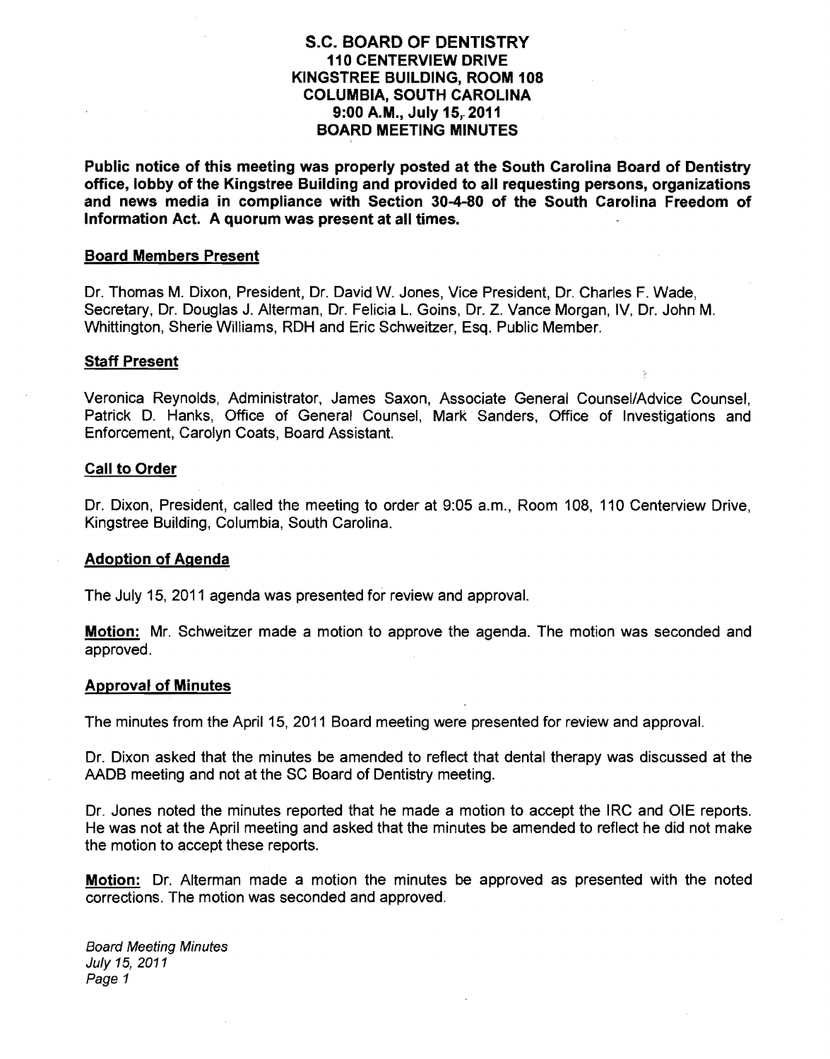# S.C. BOARD OF DENTISTRY
## 110 CENTERVIEW DRIVE
## KINGSTREE BUILDING, ROOM 108
## COLUMBIA, SOUTH CAROLINA
## 9:00 A.M., July 15, 2011
## BOARD MEETING MINUTES

**Public notice of this meeting was properly posted at the South Carolina Board of Dentistry office, lobby of the Kingstree Building and provided to all requesting persons, organizations and news media in compliance with Section 30-4-80 of the South Carolina Freedom of Information Act. A quorum was present at all times.**

### Board Members Present

Dr. Thomas M. Dixon, President, Dr. David W. Jones, Vice President, Dr. Charles F. Wade, Secretary, Dr. Douglas J. Alterman, Dr. Felicia L. Goins, Dr. Z. Vance Morgan, IV, Dr. John M. Whittington, Sherie Williams, RDH and Eric Schweitzer, Esq. Public Member.

### Staff Present

Veronica Reynolds, Administrator, James Saxon, Associate General Counsel/Advice Counsel, Patrick D. Hanks, Office of General Counsel, Mark Sanders, Office of Investigations and Enforcement, Carolyn Coats, Board Assistant.

### Call to Order

Dr. Dixon, President, called the meeting to order at 9:05 a.m., Room 108, 110 Centerview Drive, Kingstree Building, Columbia, South Carolina.

### Adoption of Agenda

The July 15, 2011 agenda was presented for review and approval.

**Motion:** Mr. Schweitzer made a motion to approve the agenda. The motion was seconded and approved.

### Approval of Minutes

The minutes from the April 15, 2011 Board meeting were presented for review and approval.

Dr. Dixon asked that the minutes be amended to reflect that dental therapy was discussed at the AADB meeting and not at the SC Board of Dentistry meeting.

Dr. Jones noted the minutes reported that he made a motion to accept the IRC and OIE reports. He was not at the April meeting and asked that the minutes be amended to reflect he did not make the motion to accept these reports.

**Motion:** Dr. Alterman made a motion the minutes be approved as presented with the noted corrections. The motion was seconded and approved.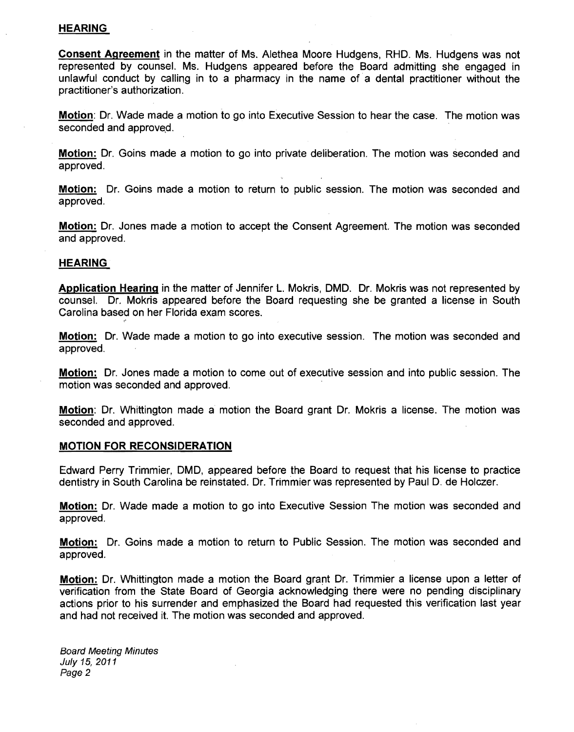## HEARING

**Consent Agreement** in the matter of Ms. Alethea Moore Hudgens, RHD. Ms. Hudgens was not represented by counsel. Ms. Hudgens appeared before the Board admitting she engaged in unlawful conduct by calling in to a pharmacy in the name of a dental practitioner without the practitioner's authorization.

**Motion**: Dr. Wade made a motion to go into Executive Session to hear the case. The motion was seconded and approved.

**Motion:** Dr. Goins made a motion to go into private deliberation. The motion was seconded and approved.

**Motion:** Dr. Goins made a motion to return to public session. The motion was seconded and approved.

**Motion:** Dr. Jones made a motion to accept the Consent Agreement. The motion was seconded and approved.

## HEARING

**Application Hearing** in the matter of Jennifer L. Mokris, DMD. Dr. Mokris was not represented by counsel. Dr. Mokris appeared before the Board requesting she be granted a license in South Carolina based on her Florida exam scores.

**Motion:** Dr. Wade made a motion to go into executive session. The motion was seconded and approved.

**Motion:** Dr. Jones made a motion to come out of executive session and into public session. The motion was seconded and approved.

**Motion**: Dr. Whittington made a motion the Board grant Dr. Mokris a license. The motion was seconded and approved.

## MOTION FOR RECONSIDERATION

Edward Perry Trimmier, DMD, appeared before the Board to request that his license to practice dentistry in South Carolina be reinstated. Dr. Trimmier was represented by Paul D. de Holczer.

**Motion:** Dr. Wade made a motion to go into Executive Session The motion was seconded and approved.

**Motion:** Dr. Goins made a motion to return to Public Session. The motion was seconded and approved.

**Motion:** Dr. Whittington made a motion the Board grant Dr. Trimmier a license upon a letter of verification from the State Board of Georgia acknowledging there were no pending disciplinary actions prior to his surrender and emphasized the Board had requested this verification last year and had not received it. The motion was seconded and approved.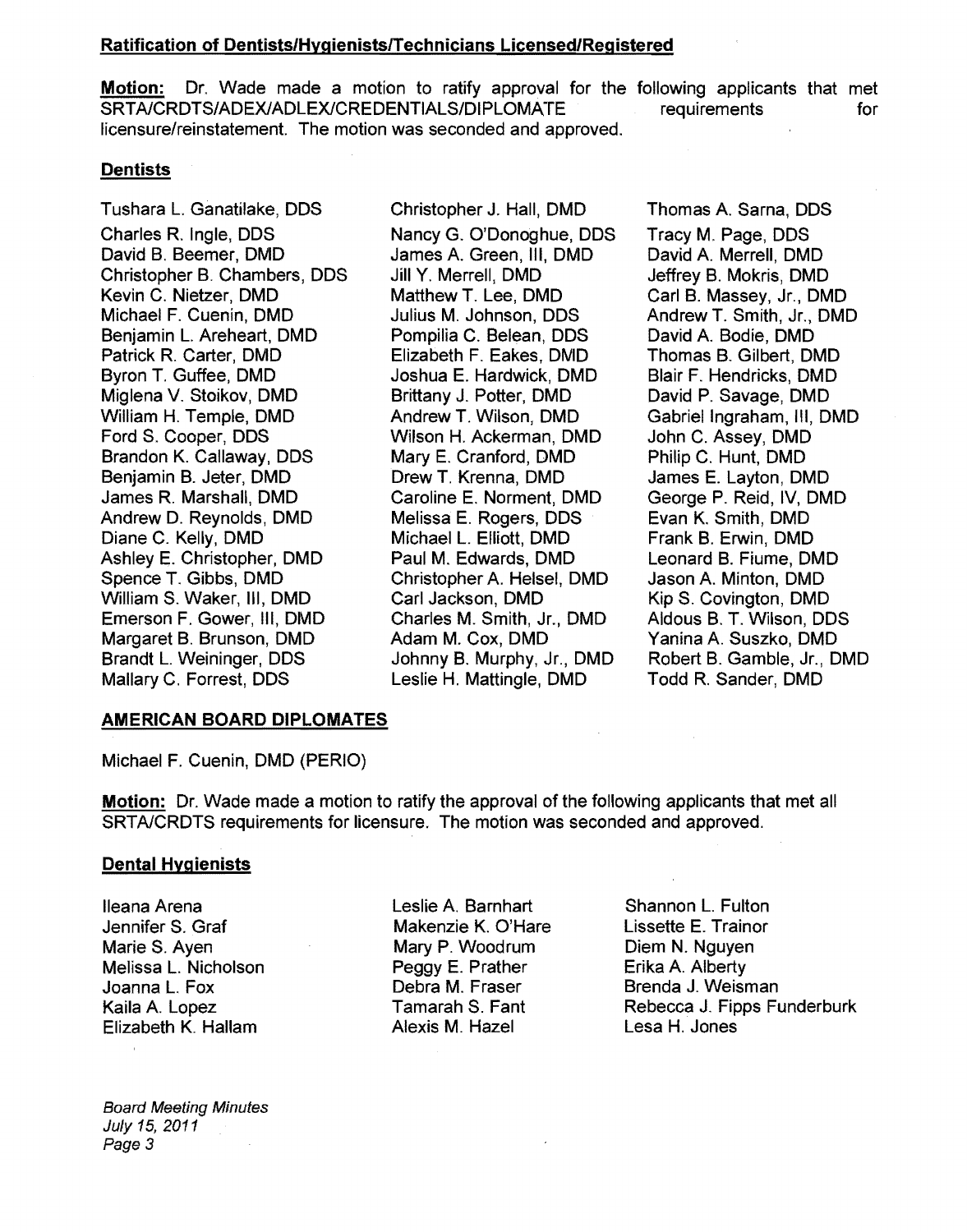## Ratification of Dentists/Hygienists/Technicians Licensed/Registered

**Motion:** Dr. Wade made a motion to ratify approval for the following applicants that met SRTA/CRDTS/ADEX/ADLEX/CREDENTIALS/DIPLOMATE requirements for licensure/reinstatement. The motion was seconded and approved.

### Dentists

Tushara L. Ganatilake, DDS
Charles R. Ingle, DDS
David B. Beemer, DMD
Christopher B. Chambers, DDS
Kevin C. Nietzer, DMD
Michael F. Cuenin, DMD
Benjamin L. Areheart, DMD
Patrick R. Carter, DMD
Byron T. Guffee, DMD
Miglena V. Stoikov, DMD
William H. Temple, DMD
Ford S. Cooper, DDS
Brandon K. Callaway, DDS
Benjamin B. Jeter, DMD
James R. Marshall, DMD
Andrew D. Reynolds, DMD
Diane C. Kelly, DMD
Ashley E. Christopher, DMD
Spence T. Gibbs, DMD
William S. Waker, III, DMD
Emerson F. Gower, III, DMD
Margaret B. Brunson, DMD
Brandt L. Weininger, DDS
Mallary C. Forrest, DDS
Christopher J. Hall, DMD
Nancy G. O'Donoghue, DDS
James A. Green, III, DMD
Jill Y. Merrell, DMD
Matthew T. Lee, DMD
Julius M. Johnson, DDS
Pompilia C. Belean, DDS
Elizabeth F. Eakes, DMD
Joshua E. Hardwick, DMD
Brittany J. Potter, DMD
Andrew T. Wilson, DMD
Wilson H. Ackerman, DMD
Mary E. Cranford, DMD
Drew T. Krenna, DMD
Caroline E. Norment, DMD
Melissa E. Rogers, DDS
Michael L. Elliott, DMD
Paul M. Edwards, DMD
Christopher A. Helsel, DMD
Carl Jackson, DMD
Charles M. Smith, Jr., DMD
Adam M. Cox, DMD
Johnny B. Murphy, Jr., DMD
Leslie H. Mattingle, DMD
Thomas A. Sarna, DDS
Tracy M. Page, DDS
David A. Merrell, DMD
Jeffrey B. Mokris, DMD
Carl B. Massey, Jr., DMD
Andrew T. Smith, Jr., DMD
David A. Bodie, DMD
Thomas B. Gilbert, DMD
Blair F. Hendricks, DMD
David P. Savage, DMD
Gabriel Ingraham, III, DMD
John C. Assey, DMD
Philip C. Hunt, DMD
James E. Layton, DMD
George P. Reid, IV, DMD
Evan K. Smith, DMD
Frank B. Erwin, DMD
Leonard B. Fiume, DMD
Jason A. Minton, DMD
Kip S. Covington, DMD
Aldous B. T. Wilson, DDS
Yanina A. Suszko, DMD
Robert B. Gamble, Jr., DMD
Todd R. Sander, DMD

### AMERICAN BOARD DIPLOMATES

Michael F. Cuenin, DMD (PERIO)

**Motion:** Dr. Wade made a motion to ratify the approval of the following applicants that met all SRTA/CRDTS requirements for licensure. The motion was seconded and approved.

### Dental Hygienists

Ileana Arena
Jennifer S. Graf
Marie S. Ayen
Melissa L. Nicholson
Joanna L. Fox
Kaila A. Lopez
Elizabeth K. Hallam
Leslie A. Barnhart
Makenzie K. O'Hare
Mary P. Woodrum
Peggy E. Prather
Debra M. Fraser
Tamarah S. Fant
Alexis M. Hazel
Shannon L. Fulton
Lissette E. Trainor
Diem N. Nguyen
Erika A. Alberty
Brenda J. Weisman
Rebecca J. Fipps Funderburk
Lesa H. Jones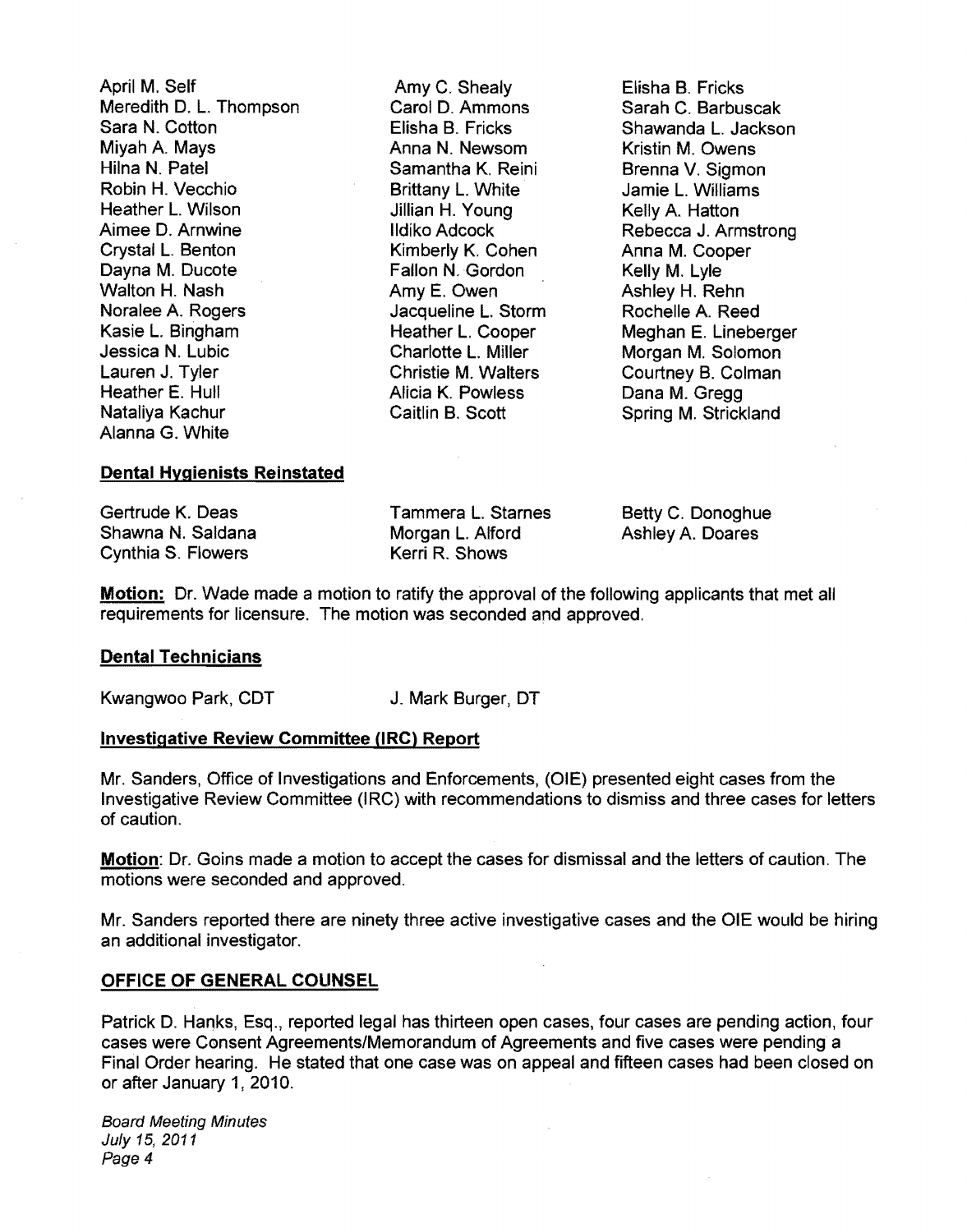April M. Self
Meredith D. L. Thompson
Sara N. Cotton
Miyah A. Mays
Hilna N. Patel
Robin H. Vecchio
Heather L. Wilson
Aimee D. Arnwine
Crystal L. Benton
Dayna M. Ducote
Walton H. Nash
Noralee A. Rogers
Kasie L. Bingham
Jessica N. Lubic
Lauren J. Tyler
Heather E. Hull
Nataliya Kachur
Alanna G. White
Amy C. Shealy
Carol D. Ammons
Elisha B. Fricks
Anna N. Newsom
Samantha K. Reini
Brittany L. White
Jillian H. Young
Ildiko Adcock
Kimberly K. Cohen
Fallon N. Gordon
Amy E. Owen
Jacqueline L. Storm
Heather L. Cooper
Charlotte L. Miller
Christie M. Walters
Alicia K. Powless
Caitlin B. Scott
Elisha B. Fricks
Sarah C. Barbuscak
Shawanda L. Jackson
Kristin M. Owens
Brenna V. Sigmon
Jamie L. Williams
Kelly A. Hatton
Rebecca J. Armstrong
Anna M. Cooper
Kelly M. Lyle
Ashley H. Rehn
Rochelle A. Reed
Meghan E. Lineberger
Morgan M. Solomon
Courtney B. Colman
Dana M. Gregg
Spring M. Strickland

**Dental Hygienists Reinstated**

Gertrude K. Deas
Shawna N. Saldana
Cynthia S. Flowers
Tammera L. Starnes
Morgan L. Alford
Kerri R. Shows
Betty C. Donoghue
Ashley A. Doares

**Motion:** Dr. Wade made a motion to ratify the approval of the following applicants that met all requirements for licensure. The motion was seconded and approved.

**Dental Technicians**

Kwangwoo Park, CDT
J. Mark Burger, DT

**Investigative Review Committee (IRC) Report**

Mr. Sanders, Office of Investigations and Enforcements, (OIE) presented eight cases from the Investigative Review Committee (IRC) with recommendations to dismiss and three cases for letters of caution.

**Motion**: Dr. Goins made a motion to accept the cases for dismissal and the letters of caution. The motions were seconded and approved.

Mr. Sanders reported there are ninety three active investigative cases and the OIE would be hiring an additional investigator.

**OFFICE OF GENERAL COUNSEL**

Patrick D. Hanks, Esq., reported legal has thirteen open cases, four cases are pending action, four cases were Consent Agreements/Memorandum of Agreements and five cases were pending a Final Order hearing. He stated that one case was on appeal and fifteen cases had been closed on or after January 1, 2010.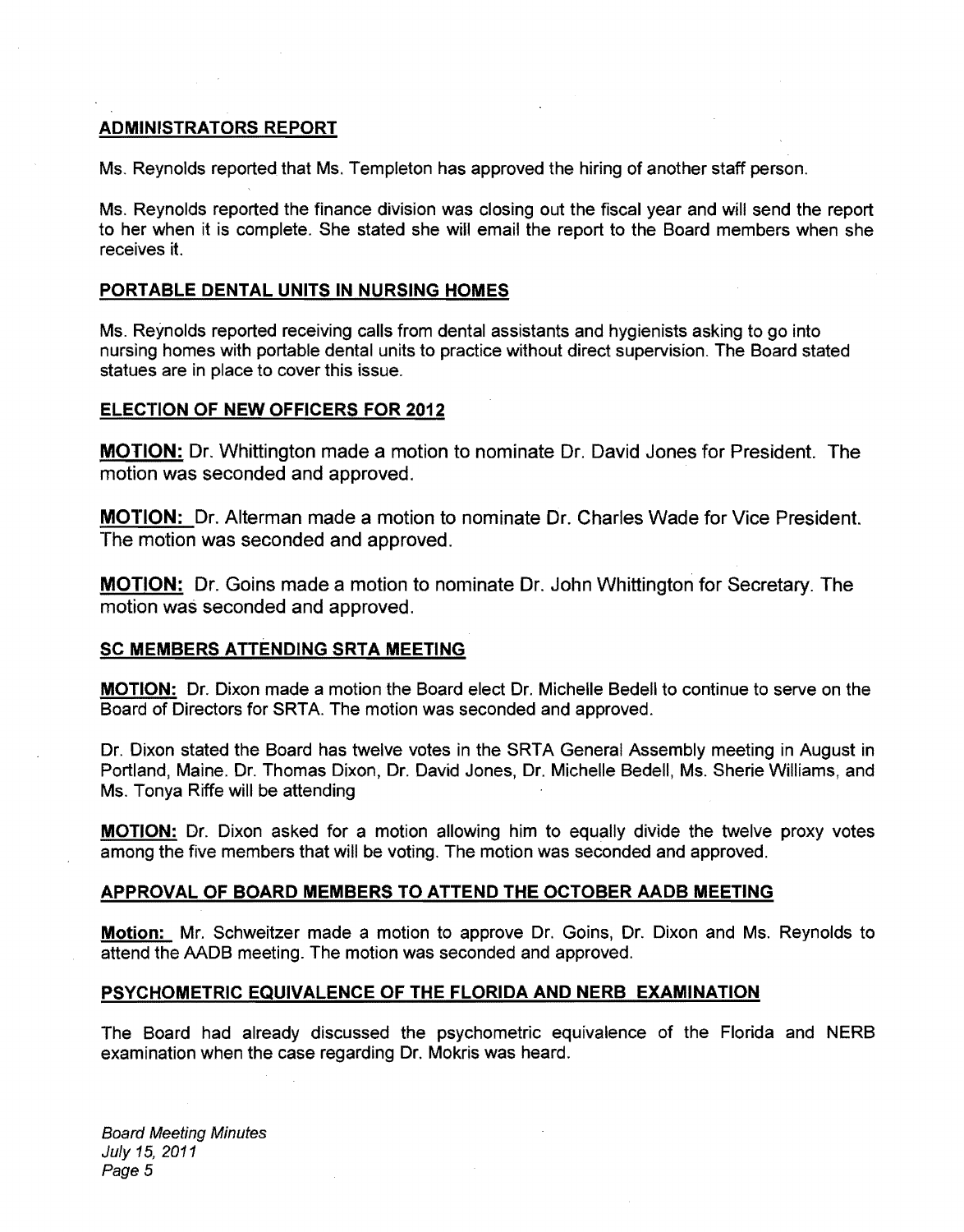## ADMINISTRATORS REPORT

Ms. Reynolds reported that Ms. Templeton has approved the hiring of another staff person.

Ms. Reynolds reported the finance division was closing out the fiscal year and will send the report to her when it is complete. She stated she will email the report to the Board members when she receives it.

## PORTABLE DENTAL UNITS IN NURSING HOMES

Ms. Reynolds reported receiving calls from dental assistants and hygienists asking to go into nursing homes with portable dental units to practice without direct supervision. The Board stated statues are in place to cover this issue.

## ELECTION OF NEW OFFICERS FOR 2012

**MOTION:** Dr. Whittington made a motion to nominate Dr. David Jones for President. The motion was seconded and approved.

**MOTION:** Dr. Alterman made a motion to nominate Dr. Charles Wade for Vice President. The motion was seconded and approved.

**MOTION:** Dr. Goins made a motion to nominate Dr. John Whittington for Secretary. The motion was seconded and approved.

## SC MEMBERS ATTENDING SRTA MEETING

**MOTION:** Dr. Dixon made a motion the Board elect Dr. Michelle Bedell to continue to serve on the Board of Directors for SRTA. The motion was seconded and approved.

Dr. Dixon stated the Board has twelve votes in the SRTA General Assembly meeting in August in Portland, Maine. Dr. Thomas Dixon, Dr. David Jones, Dr. Michelle Bedell, Ms. Sherie Williams, and Ms. Tonya Riffe will be attending

**MOTION:** Dr. Dixon asked for a motion allowing him to equally divide the twelve proxy votes among the five members that will be voting. The motion was seconded and approved.

## APPROVAL OF BOARD MEMBERS TO ATTEND THE OCTOBER AADB MEETING

**Motion:** Mr. Schweitzer made a motion to approve Dr. Goins, Dr. Dixon and Ms. Reynolds to attend the AADB meeting. The motion was seconded and approved.

## PSYCHOMETRIC EQUIVALENCE OF THE FLORIDA AND NERB EXAMINATION

The Board had already discussed the psychometric equivalence of the Florida and NERB examination when the case regarding Dr. Mokris was heard.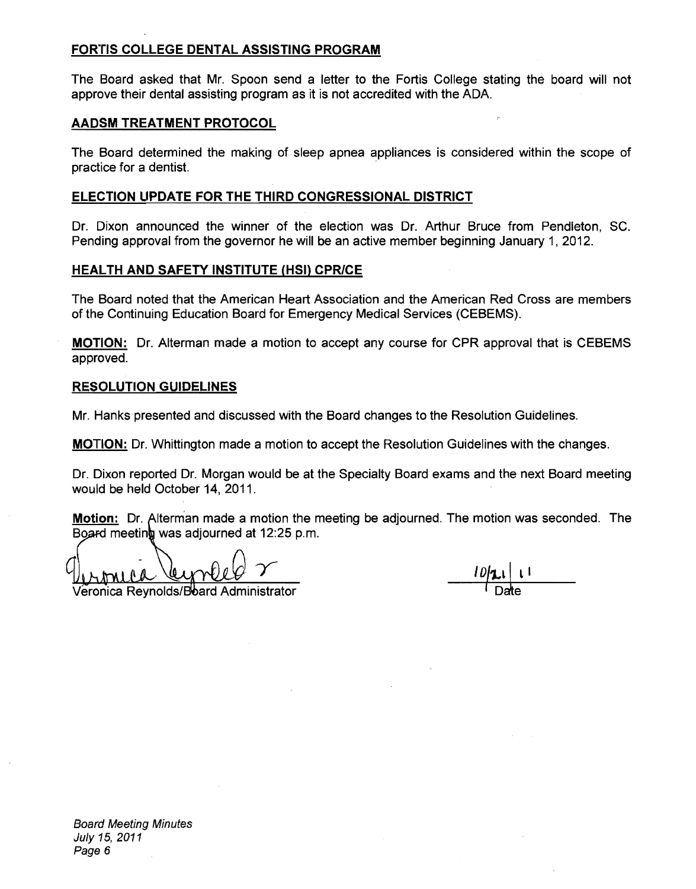## FORTIS COLLEGE DENTAL ASSISTING PROGRAM

The Board asked that Mr. Spoon send a letter to the Fortis College stating the board will not approve their dental assisting program as it is not accredited with the ADA.

## AADSM TREATMENT PROTOCOL

The Board determined the making of sleep apnea appliances is considered within the scope of practice for a dentist.

## ELECTION UPDATE FOR THE THIRD CONGRESSIONAL DISTRICT

Dr. Dixon announced the winner of the election was Dr. Arthur Bruce from Pendleton, SC. Pending approval from the governor he will be an active member beginning January 1, 2012.

## HEALTH AND SAFETY INSTITUTE (HSI) CPR/CE

The Board noted that the American Heart Association and the American Red Cross are members of the Continuing Education Board for Emergency Medical Services (CEBEMS).

**MOTION:** Dr. Alterman made a motion to accept any course for CPR approval that is CEBEMS approved.

## RESOLUTION GUIDELINES

Mr. Hanks presented and discussed with the Board changes to the Resolution Guidelines.

**MOTION:** Dr. Whittington made a motion to accept the Resolution Guidelines with the changes.

Dr. Dixon reported Dr. Morgan would be at the Specialty Board exams and the next Board meeting would be held October 14, 2011.

**Motion:** Dr. Alterman made a motion the meeting be adjourned. The motion was seconded. The Board meeting was adjourned at 12:25 p.m.

Veronica Reynolds/Board Administrator

10/21/11
Date